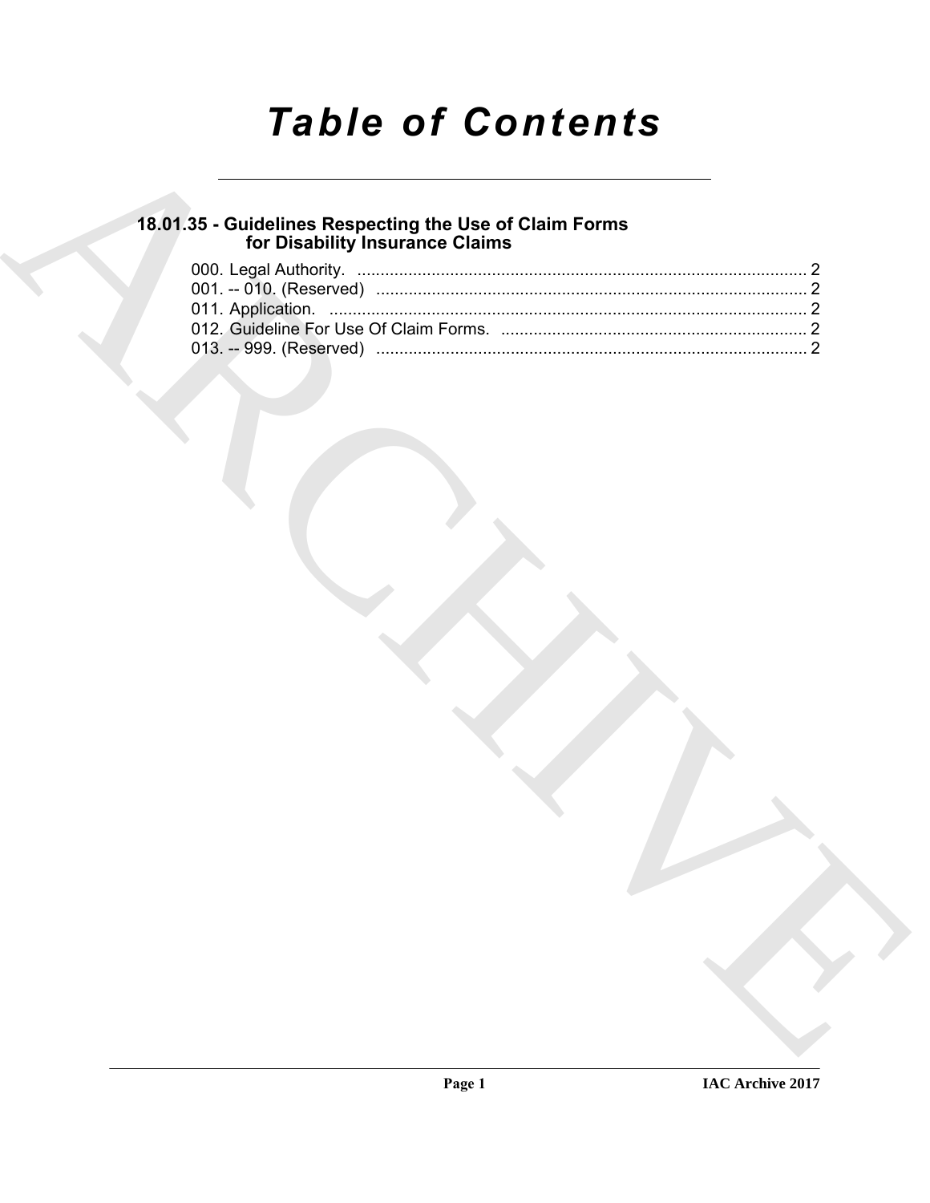# *Table of Contents*

## 18.01.35 - Guidelines Respecting the Use of Claim Forms for Disability Insurance Claims

000. Legal Authority. ........................................................................................ 2
001. -- 010. (Reserved) ........................................................................................ 2
011. Application. ........................................................................................ 2
012. Guideline For Use Of Claim Forms. ........................................................................................ 2
013. -- 999. (Reserved) ........................................................................................ 2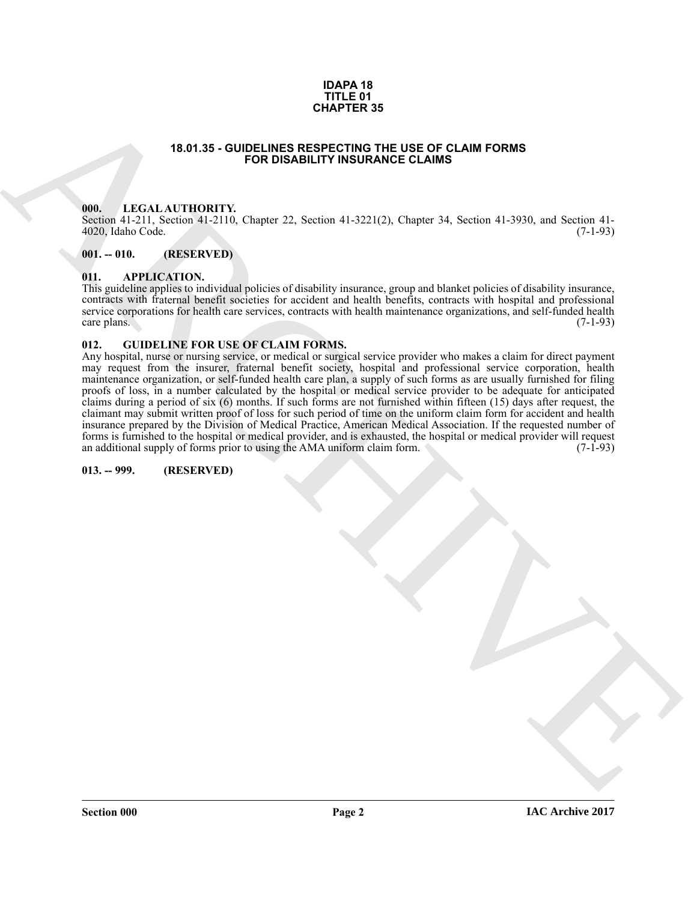**IDAPA 18**
**TITLE 01**
**CHAPTER 35**

# 18.01.35 - GUIDELINES RESPECTING THE USE OF CLAIM FORMS FOR DISABILITY INSURANCE CLAIMS

## 000. LEGAL AUTHORITY.

Section 41-211, Section 41-2110, Chapter 22, Section 41-3221(2), Chapter 34, Section 41-3930, and Section 41-4020, Idaho Code. (7-1-93)

## 001. -- 010. (RESERVED)

## 011. APPLICATION.

This guideline applies to individual policies of disability insurance, group and blanket policies of disability insurance, contracts with fraternal benefit societies for accident and health benefits, contracts with hospital and professional service corporations for health care services, contracts with health maintenance organizations, and self-funded health care plans. (7-1-93)

## 012. GUIDELINE FOR USE OF CLAIM FORMS.

Any hospital, nurse or nursing service, or medical or surgical service provider who makes a claim for direct payment may request from the insurer, fraternal benefit society, hospital and professional service corporation, health maintenance organization, or self-funded health care plan, a supply of such forms as are usually furnished for filing proofs of loss, in a number calculated by the hospital or medical service provider to be adequate for anticipated claims during a period of six (6) months. If such forms are not furnished within fifteen (15) days after request, the claimant may submit written proof of loss for such period of time on the uniform claim form for accident and health insurance prepared by the Division of Medical Practice, American Medical Association. If the requested number of forms is furnished to the hospital or medical provider, and is exhausted, the hospital or medical provider will request an additional supply of forms prior to using the AMA uniform claim form. (7-1-93)

## 013. -- 999. (RESERVED)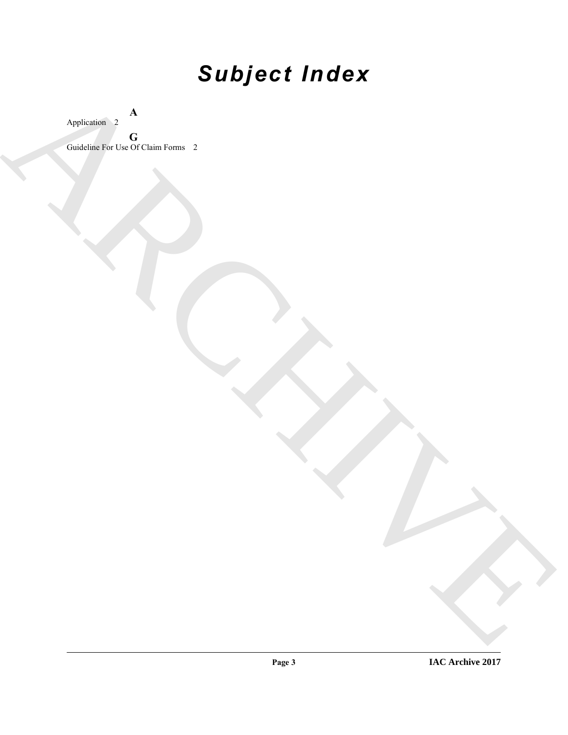# Subject Index

**A**

Application 2

**G**

Guideline For Use Of Claim Forms 2